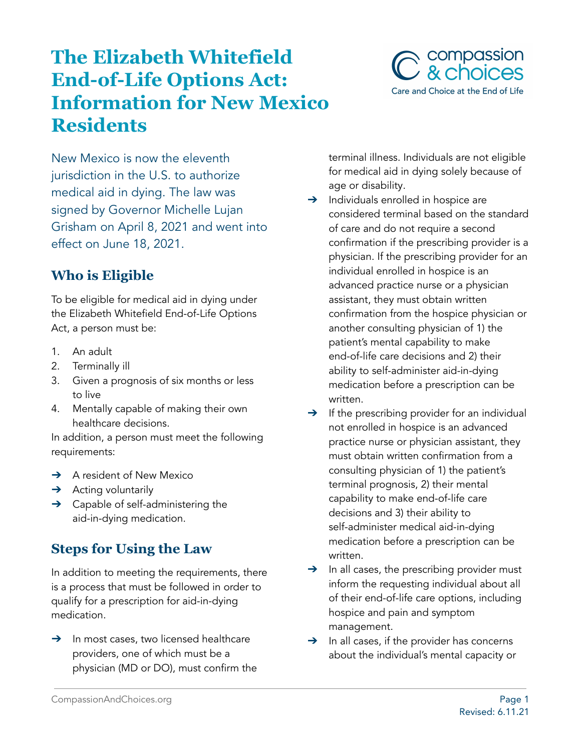# The Elizabeth Whitefield End-of-Life Options Act: Information for New Mexico Residents

compassion & choices
Care and Choice at the End of Life

New Mexico is now the eleventh jurisdiction in the U.S. to authorize medical aid in dying. The law was signed by Governor Michelle Lujan Grisham on April 8, 2021 and went into effect on June 18, 2021.

## Who is Eligible

To be eligible for medical aid in dying under the Elizabeth Whitefield End-of-Life Options Act, a person must be:

1. An adult
2. Terminally ill
3. Given a prognosis of six months or less to live
4. Mentally capable of making their own healthcare decisions.

In addition, a person must meet the following requirements:

- A resident of New Mexico
- Acting voluntarily
- Capable of self-administering the aid-in-dying medication.

## Steps for Using the Law

In addition to meeting the requirements, there is a process that must be followed in order to qualify for a prescription for aid-in-dying medication.

- In most cases, two licensed healthcare providers, one of which must be a physician (MD or DO), must confirm the terminal illness. Individuals are not eligible for medical aid in dying solely because of age or disability.
- Individuals enrolled in hospice are considered terminal based on the standard of care and do not require a second confirmation if the prescribing provider is a physician. If the prescribing provider for an individual enrolled in hospice is an advanced practice nurse or a physician assistant, they must obtain written confirmation from the hospice physician or another consulting physician of 1) the patient's mental capability to make end-of-life care decisions and 2) their ability to self-administer aid-in-dying medication before a prescription can be written.
- If the prescribing provider for an individual not enrolled in hospice is an advanced practice nurse or physician assistant, they must obtain written confirmation from a consulting physician of 1) the patient's terminal prognosis, 2) their mental capability to make end-of-life care decisions and 3) their ability to self-administer medical aid-in-dying medication before a prescription can be written.
- In all cases, the prescribing provider must inform the requesting individual about all of their end-of-life care options, including hospice and pain and symptom management.
- In all cases, if the provider has concerns about the individual's mental capacity or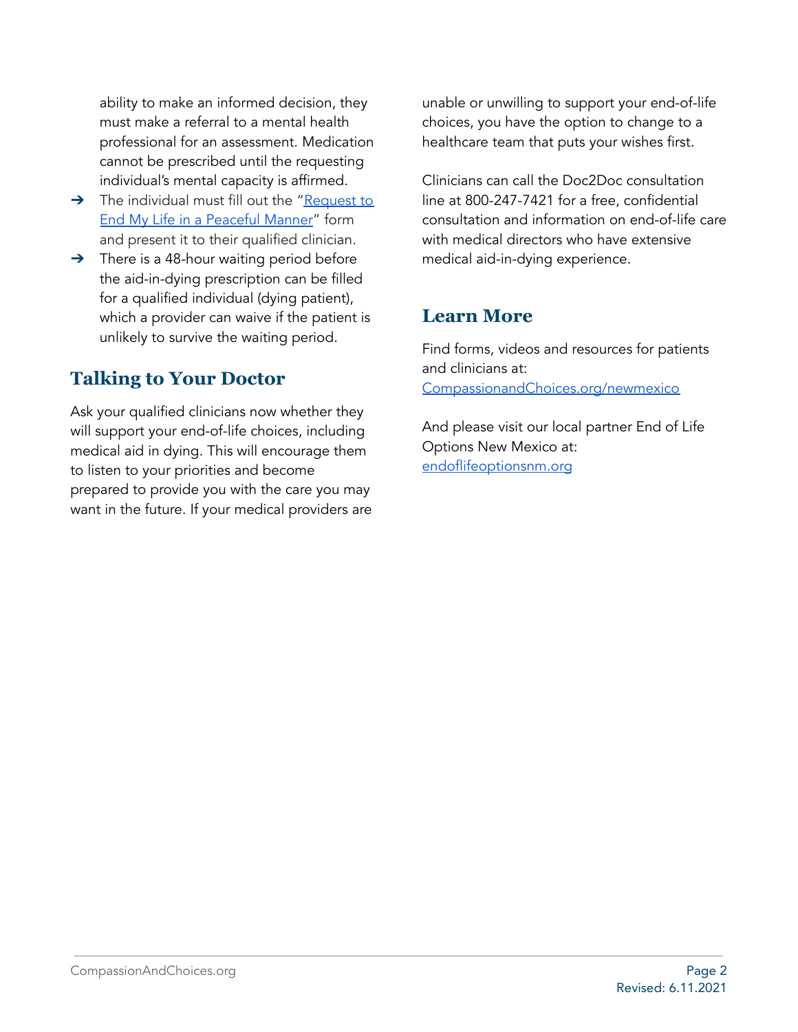ability to make an informed decision, they must make a referral to a mental health professional for an assessment. Medication cannot be prescribed until the requesting individual's mental capacity is affirmed.

- The individual must fill out the "Request to End My Life in a Peaceful Manner" form and present it to their qualified clinician.
- There is a 48-hour waiting period before the aid-in-dying prescription can be filled for a qualified individual (dying patient), which a provider can waive if the patient is unlikely to survive the waiting period.

## Talking to Your Doctor

Ask your qualified clinicians now whether they will support your end-of-life choices, including medical aid in dying. This will encourage them to listen to your priorities and become prepared to provide you with the care you may want in the future. If your medical providers are unable or unwilling to support your end-of-life choices, you have the option to change to a healthcare team that puts your wishes first.

Clinicians can call the Doc2Doc consultation line at 800-247-7421 for a free, confidential consultation and information on end-of-life care with medical directors who have extensive medical aid-in-dying experience.

## Learn More

Find forms, videos and resources for patients and clinicians at:
CompassionandChoices.org/newmexico

And please visit our local partner End of Life Options New Mexico at:
endoflifeoptionsnm.org

Revised: 6.11.2021